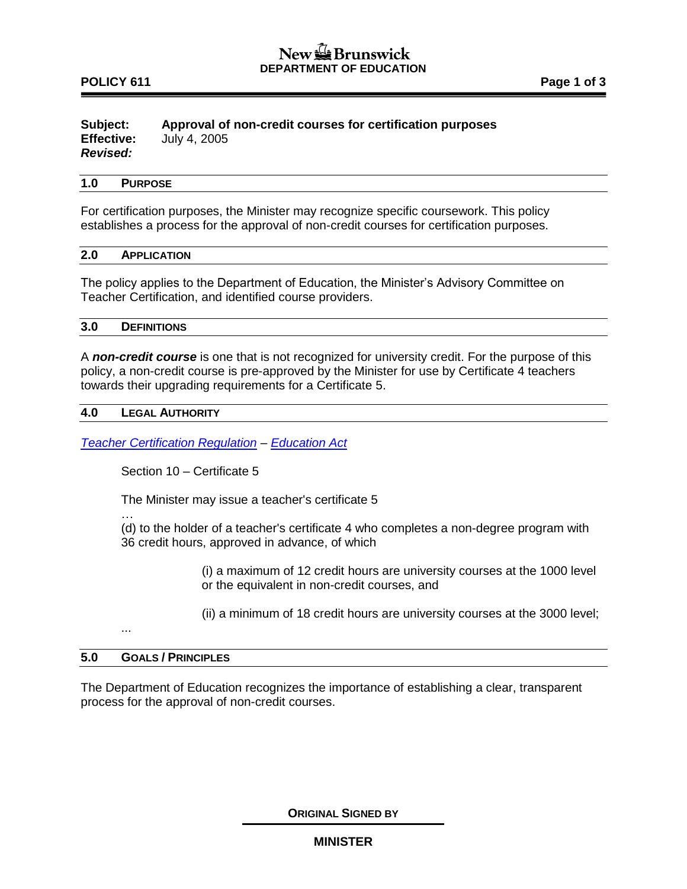New Brunswick
**DEPARTMENT OF EDUCATION**

**POLICY 611**

**Subject:** **Approval of non-credit courses for certification purposes**
**Effective:** July 4, 2005
***Revised:***

## 1.0 PURPOSE

For certification purposes, the Minister may recognize specific coursework. This policy establishes a process for the approval of non-credit courses for certification purposes.

## 2.0 APPLICATION

The policy applies to the Department of Education, the Minister's Advisory Committee on Teacher Certification, and identified course providers.

## 3.0 DEFINITIONS

A ***non-credit course*** is one that is not recognized for university credit. For the purpose of this policy, a non-credit course is pre-approved by the Minister for use by Certificate 4 teachers towards their upgrading requirements for a Certificate 5.

## 4.0 LEGAL AUTHORITY

*Teacher Certification Regulation* – *Education Act*

> Section 10 – Certificate 5
>
> The Minister may issue a teacher's certificate 5
>
> …
>
> (d) to the holder of a teacher's certificate 4 who completes a non-degree program with 36 credit hours, approved in advance, of which
>
> > (i) a maximum of 12 credit hours are university courses at the 1000 level or the equivalent in non-credit courses, and
> >
> > (ii) a minimum of 18 credit hours are university courses at the 3000 level;
>
> ...

## 5.0 GOALS / PRINCIPLES

The Department of Education recognizes the importance of establishing a clear, transparent process for the approval of non-credit courses.

**ORIGINAL SIGNED BY**

**MINISTER**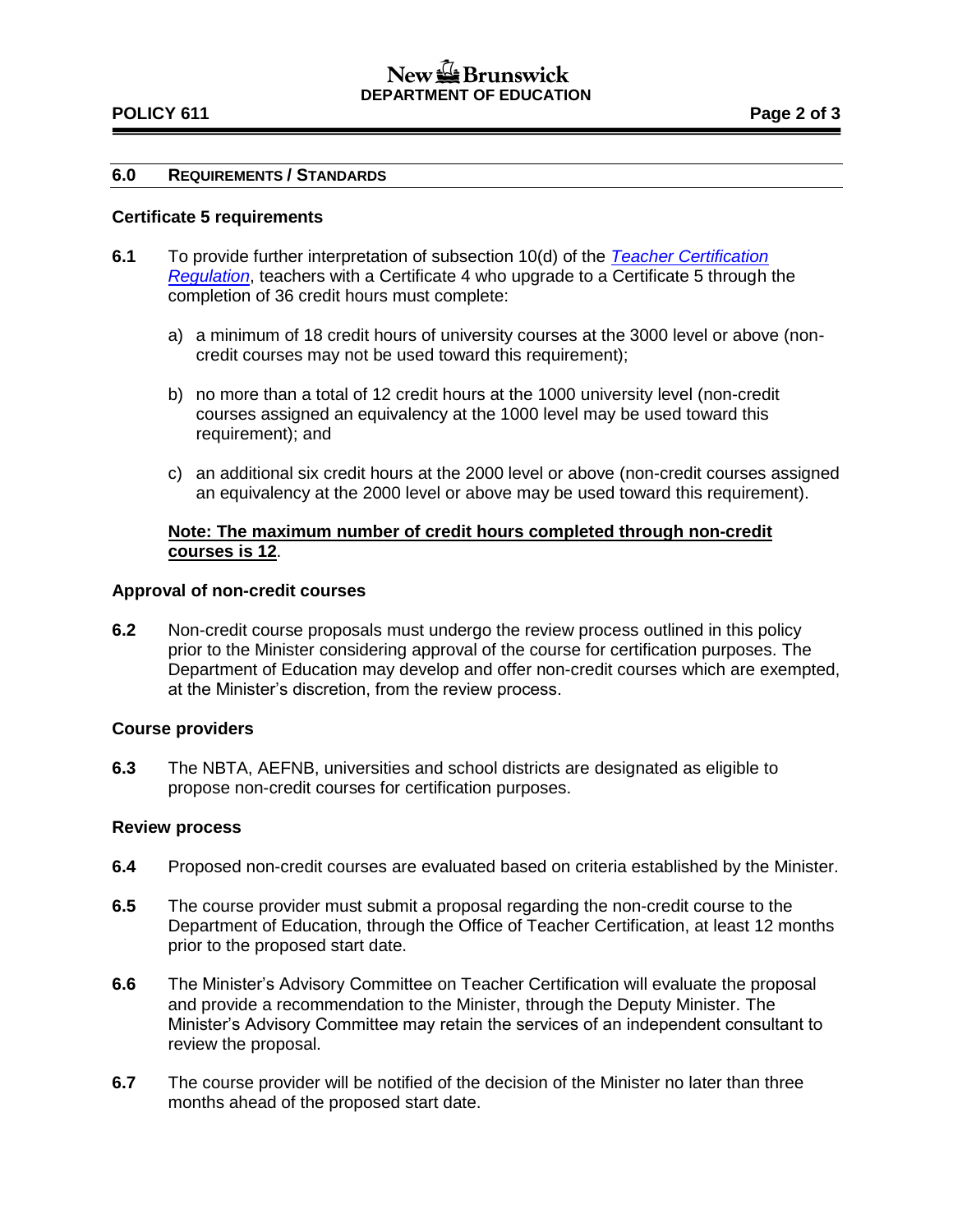## 6.0 REQUIREMENTS / STANDARDS

### Certificate 5 requirements

**6.1** To provide further interpretation of subsection 10(d) of the *Teacher Certification Regulation*, teachers with a Certificate 4 who upgrade to a Certificate 5 through the completion of 36 credit hours must complete:

a) a minimum of 18 credit hours of university courses at the 3000 level or above (non-credit courses may not be used toward this requirement);

b) no more than a total of 12 credit hours at the 1000 university level (non-credit courses assigned an equivalency at the 1000 level may be used toward this requirement); and

c) an additional six credit hours at the 2000 level or above (non-credit courses assigned an equivalency at the 2000 level or above may be used toward this requirement).

**Note: The maximum number of credit hours completed through non-credit courses is 12**.

### Approval of non-credit courses

**6.2** Non-credit course proposals must undergo the review process outlined in this policy prior to the Minister considering approval of the course for certification purposes. The Department of Education may develop and offer non-credit courses which are exempted, at the Minister's discretion, from the review process.

### Course providers

**6.3** The NBTA, AEFNB, universities and school districts are designated as eligible to propose non-credit courses for certification purposes.

### Review process

**6.4** Proposed non-credit courses are evaluated based on criteria established by the Minister.

**6.5** The course provider must submit a proposal regarding the non-credit course to the Department of Education, through the Office of Teacher Certification, at least 12 months prior to the proposed start date.

**6.6** The Minister's Advisory Committee on Teacher Certification will evaluate the proposal and provide a recommendation to the Minister, through the Deputy Minister. The Minister's Advisory Committee may retain the services of an independent consultant to review the proposal.

**6.7** The course provider will be notified of the decision of the Minister no later than three months ahead of the proposed start date.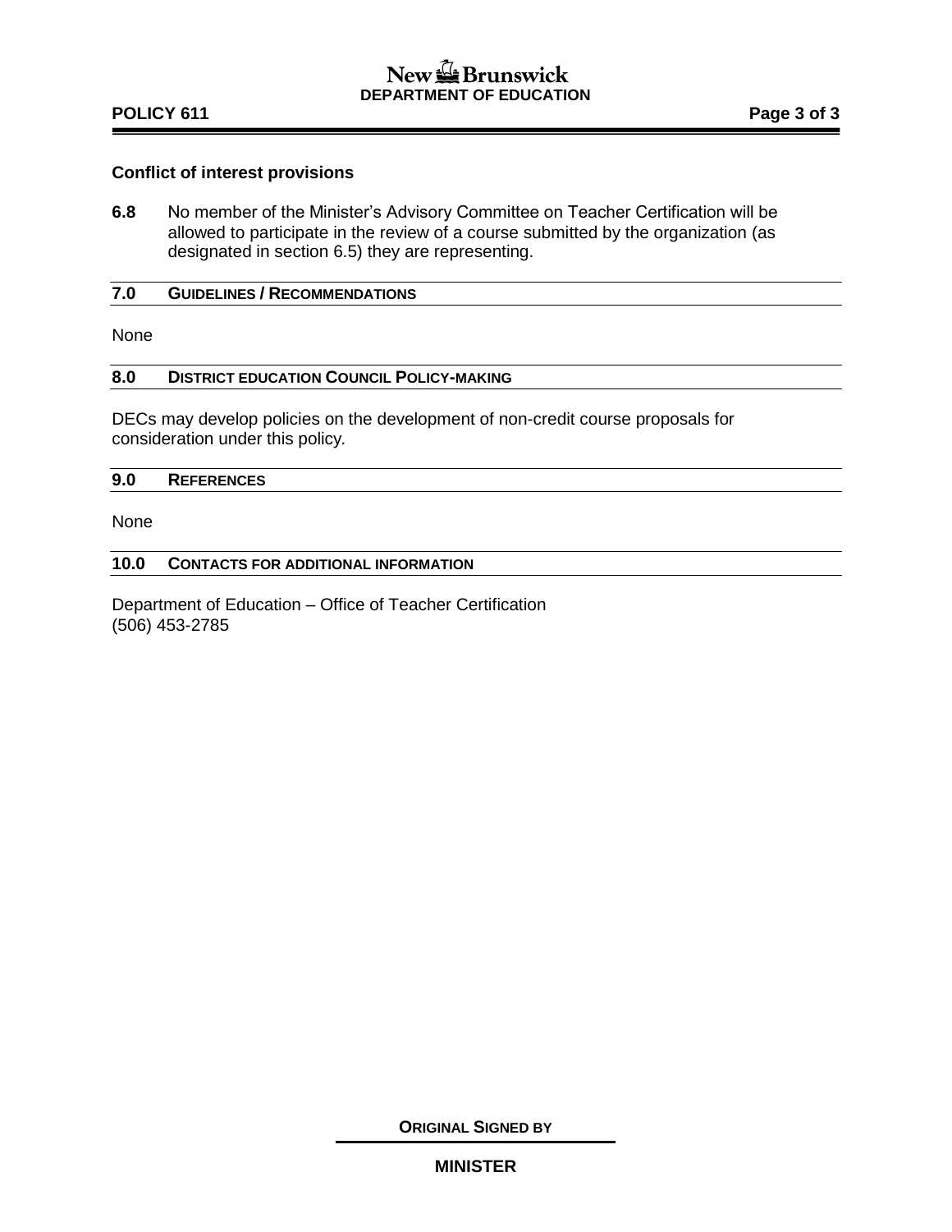**Conflict of interest provisions**

**6.8** No member of the Minister's Advisory Committee on Teacher Certification will be allowed to participate in the review of a course submitted by the organization (as designated in section 6.5) they are representing.

## 7.0 GUIDELINES / RECOMMENDATIONS

None

## 8.0 DISTRICT EDUCATION COUNCIL POLICY-MAKING

DECs may develop policies on the development of non-credit course proposals for consideration under this policy.

## 9.0 REFERENCES

None

## 10.0 CONTACTS FOR ADDITIONAL INFORMATION

Department of Education – Office of Teacher Certification
(506) 453-2785

**ORIGINAL SIGNED BY**

**MINISTER**